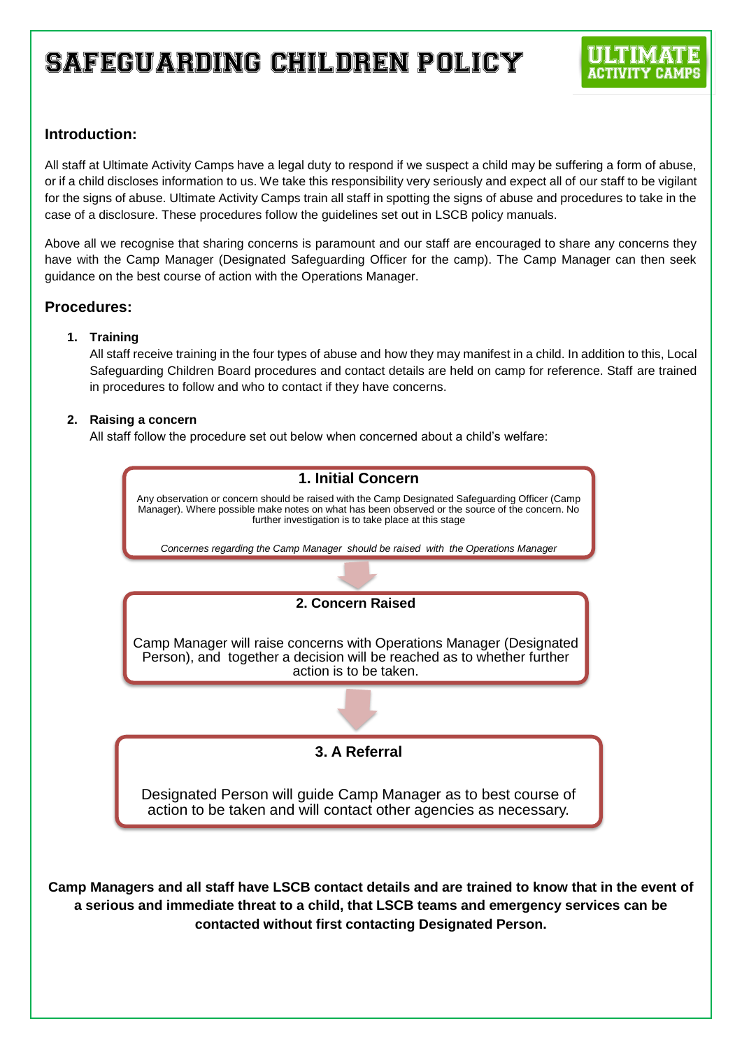# SAFEGUARDING CHILDREN POLICY

ULTIMATE ACTIVITY CAMPS

## Introduction:

All staff at Ultimate Activity Camps have a legal duty to respond if we suspect a child may be suffering a form of abuse, or if a child discloses information to us. We take this responsibility very seriously and expect all of our staff to be vigilant for the signs of abuse. Ultimate Activity Camps train all staff in spotting the signs of abuse and procedures to take in the case of a disclosure. These procedures follow the guidelines set out in LSCB policy manuals.

Above all we recognise that sharing concerns is paramount and our staff are encouraged to share any concerns they have with the Camp Manager (Designated Safeguarding Officer for the camp). The Camp Manager can then seek guidance on the best course of action with the Operations Manager.

## Procedures:

1. **Training**
   All staff receive training in the four types of abuse and how they may manifest in a child. In addition to this, Local Safeguarding Children Board procedures and contact details are held on camp for reference. Staff are trained in procedures to follow and who to contact if they have concerns.

2. **Raising a concern**
   All staff follow the procedure set out below when concerned about a child's welfare:

**1. Initial Concern**

Any observation or concern should be raised with the Camp Designated Safeguarding Officer (Camp Manager). Where possible make notes on what has been observed or the source of the concern. No further investigation is to take place at this stage

*Concernes regarding the Camp Manager should be raised with the Operations Manager*

↓

**2. Concern Raised**

Camp Manager will raise concerns with Operations Manager (Designated Person), and together a decision will be reached as to whether further action is to be taken.

↓

**3. A Referral**

Designated Person will guide Camp Manager as to best course of action to be taken and will contact other agencies as necessary.

**Camp Managers and all staff have LSCB contact details and are trained to know that in the event of a serious and immediate threat to a child, that LSCB teams and emergency services can be contacted without first contacting Designated Person.**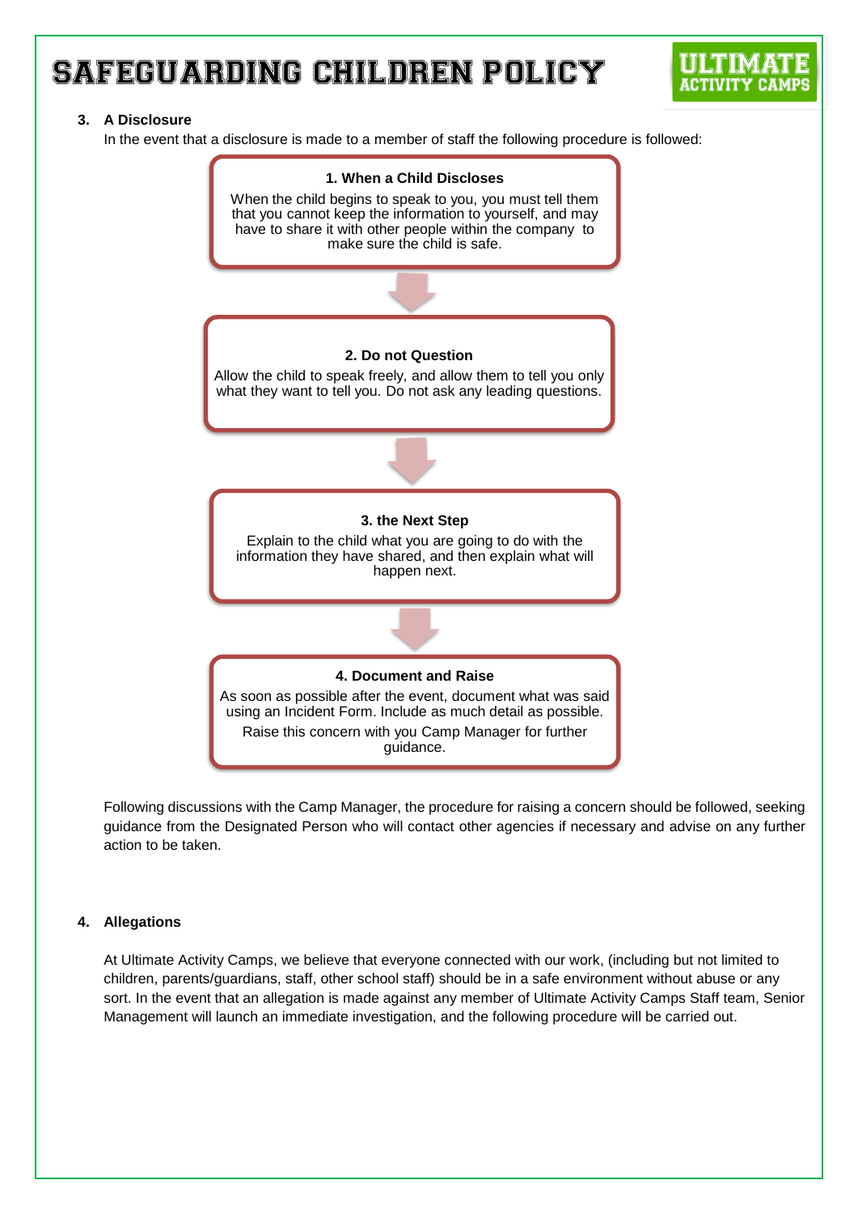# SAFEGUARDING CHILDREN POLICY

**3. A Disclosure**

In the event that a disclosure is made to a member of staff the following procedure is followed:

**1. When a Child Discloses**

When the child begins to speak to you, you must tell them that you cannot keep the information to yourself, and may have to share it with other people within the company to make sure the child is safe.

↓

**2. Do not Question**

Allow the child to speak freely, and allow them to tell you only what they want to tell you. Do not ask any leading questions.

↓

**3. the Next Step**

Explain to the child what you are going to do with the information they have shared, and then explain what will happen next.

↓

**4. Document and Raise**

As soon as possible after the event, document what was said using an Incident Form. Include as much detail as possible.

Raise this concern with you Camp Manager for further guidance.

Following discussions with the Camp Manager, the procedure for raising a concern should be followed, seeking guidance from the Designated Person who will contact other agencies if necessary and advise on any further action to be taken.

**4. Allegations**

At Ultimate Activity Camps, we believe that everyone connected with our work, (including but not limited to children, parents/guardians, staff, other school staff) should be in a safe environment without abuse or any sort. In the event that an allegation is made against any member of Ultimate Activity Camps Staff team, Senior Management will launch an immediate investigation, and the following procedure will be carried out.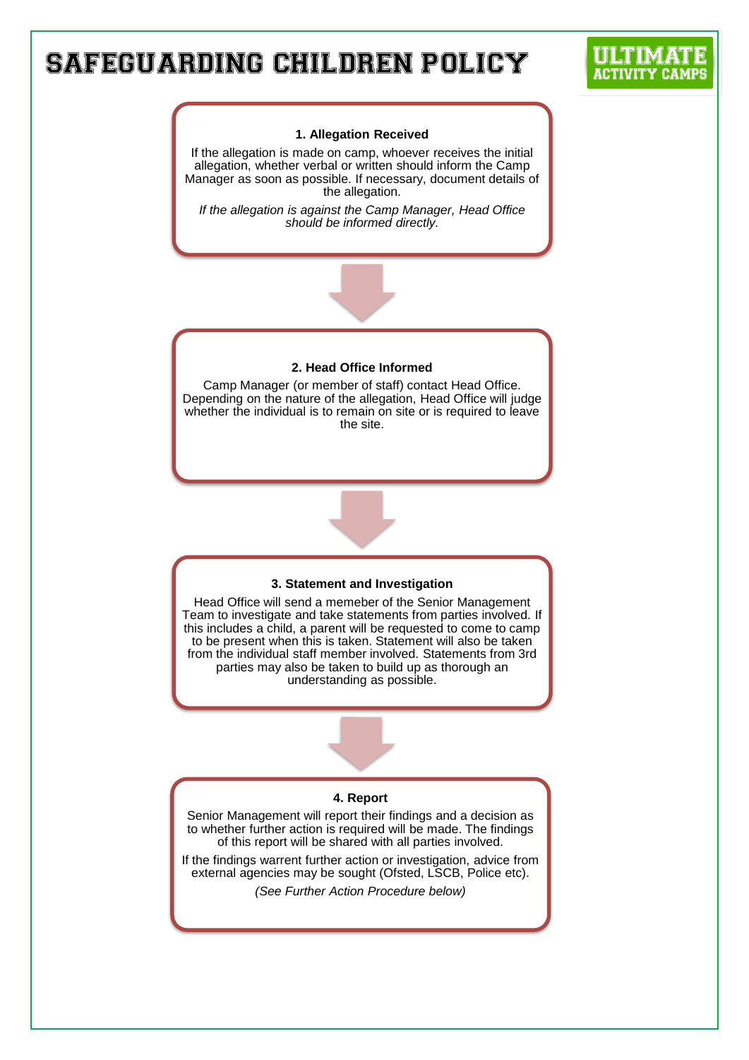# SAFEGUARDING CHILDREN POLICY

ULTIMATE ACTIVITY CAMPS

**1. Allegation Received**

If the allegation is made on camp, whoever receives the initial allegation, whether verbal or written should inform the Camp Manager as soon as possible. If necessary, document details of the allegation.

*If the allegation is against the Camp Manager, Head Office should be informed directly.*

**2. Head Office Informed**

Camp Manager (or member of staff) contact Head Office. Depending on the nature of the allegation, Head Office will judge whether the individual is to remain on site or is required to leave the site.

**3. Statement and Investigation**

Head Office will send a memeber of the Senior Management Team to investigate and take statements from parties involved. If this includes a child, a parent will be requested to come to camp to be present when this is taken. Statement will also be taken from the individual staff member involved. Statements from 3rd parties may also be taken to build up as thorough an understanding as possible.

**4. Report**

Senior Management will report their findings and a decision as to whether further action is required will be made. The findings of this report will be shared with all parties involved.

If the findings warrent further action or investigation, advice from external agencies may be sought (Ofsted, LSCB, Police etc).

*(See Further Action Procedure below)*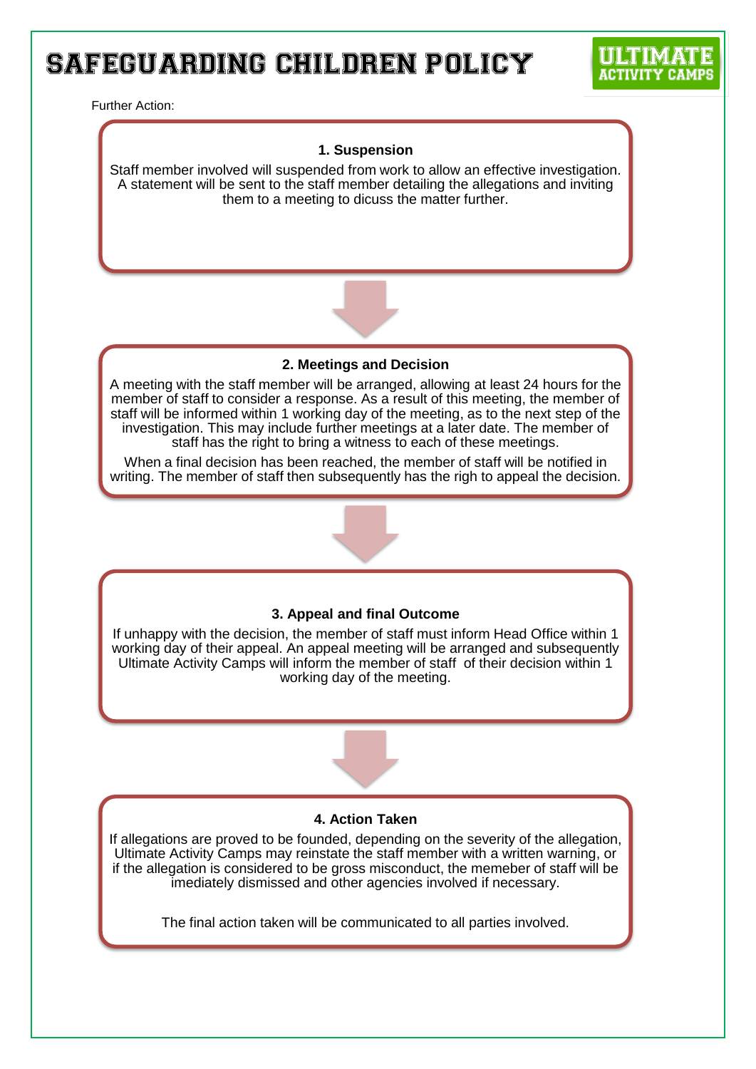# SAFEGUARDING CHILDREN POLICY

Further Action:

### 1. Suspension

Staff member involved will suspended from work to allow an effective investigation. A statement will be sent to the staff member detailing the allegations and inviting them to a meeting to dicuss the matter further.

### 2. Meetings and Decision

A meeting with the staff member will be arranged, allowing at least 24 hours for the member of staff to consider a response. As a result of this meeting, the member of staff will be informed within 1 working day of the meeting, as to the next step of the investigation. This may include further meetings at a later date. The member of staff has the right to bring a witness to each of these meetings.

When a final decision has been reached, the member of staff will be notified in writing. The member of staff then subsequently has the righ to appeal the decision.

### 3. Appeal and final Outcome

If unhappy with the decision, the member of staff must inform Head Office within 1 working day of their appeal. An appeal meeting will be arranged and subsequently Ultimate Activity Camps will inform the member of staff of their decision within 1 working day of the meeting.

### 4. Action Taken

If allegations are proved to be founded, depending on the severity of the allegation, Ultimate Activity Camps may reinstate the staff member with a written warning, or if the allegation is considered to be gross misconduct, the memeber of staff will be imediately dismissed and other agencies involved if necessary.

The final action taken will be communicated to all parties involved.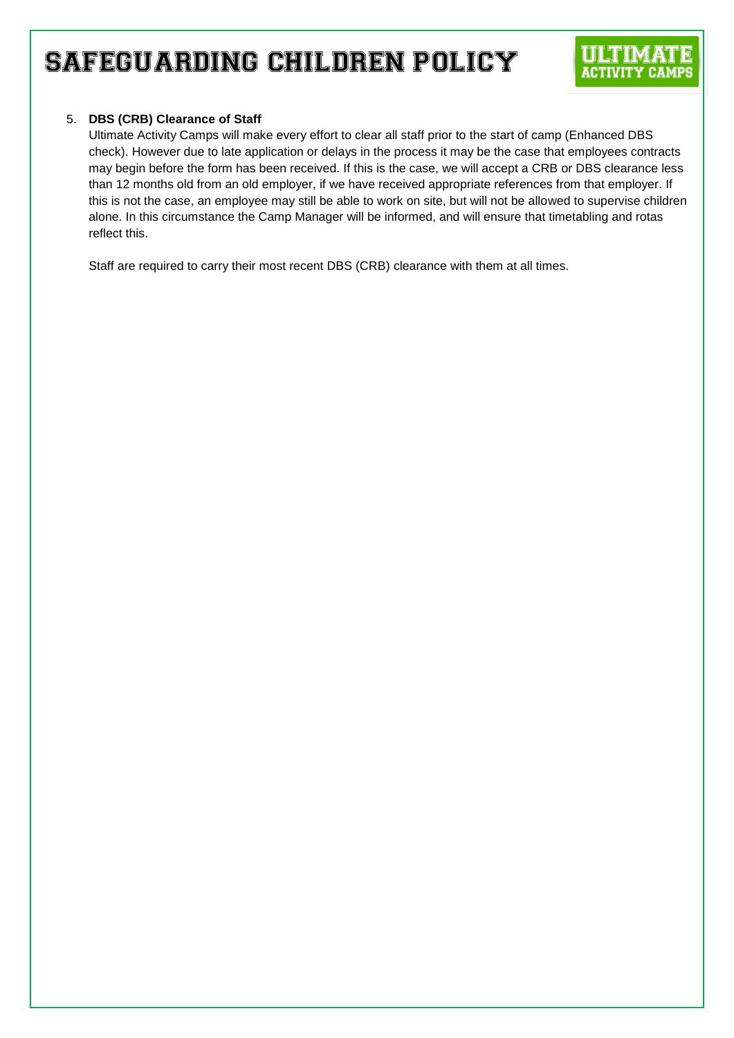5. **DBS (CRB) Clearance of Staff**

   Ultimate Activity Camps will make every effort to clear all staff prior to the start of camp (Enhanced DBS check). However due to late application or delays in the process it may be the case that employees contracts may begin before the form has been received. If this is the case, we will accept a CRB or DBS clearance less than 12 months old from an old employer, if we have received appropriate references from that employer. If this is not the case, an employee may still be able to work on site, but will not be allowed to supervise children alone. In this circumstance the Camp Manager will be informed, and will ensure that timetabling and rotas reflect this.

   Staff are required to carry their most recent DBS (CRB) clearance with them at all times.